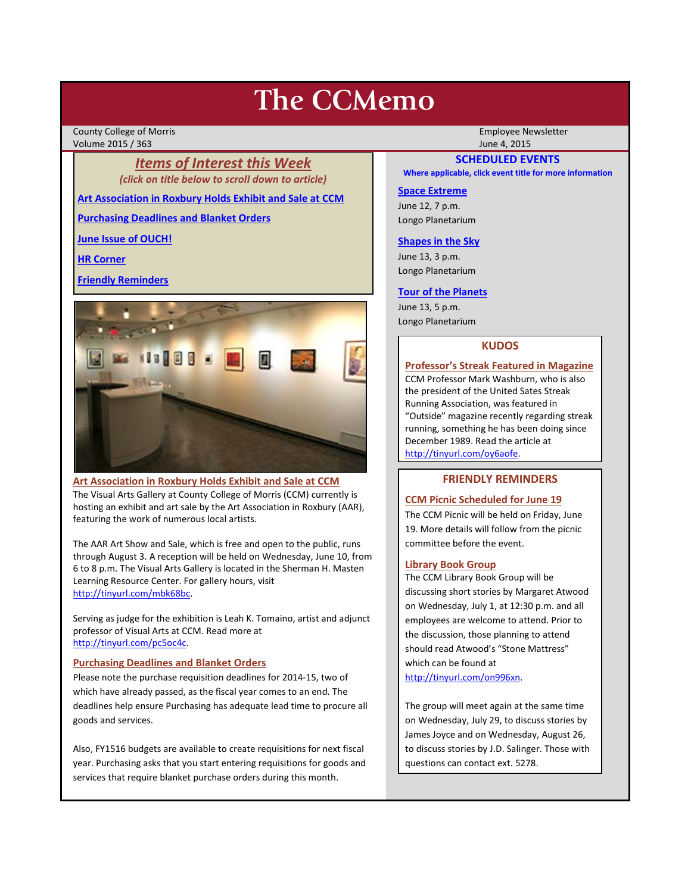# The CCMemo

County College of Morris
Volume 2015 / 363

Employee Newsletter
June 4, 2015

## *Items of Interest this Week*

*(click on title below to scroll down to article)*

**Art Association in Roxbury Holds Exhibit and Sale at CCM**

**Purchasing Deadlines and Blanket Orders**

**June Issue of OUCH!**

**HR Corner**

**Friendly Reminders**

### Art Association in Roxbury Holds Exhibit and Sale at CCM

The Visual Arts Gallery at County College of Morris (CCM) currently is hosting an exhibit and art sale by the Art Association in Roxbury (AAR), featuring the work of numerous local artists.

The AAR Art Show and Sale, which is free and open to the public, runs through August 3. A reception will be held on Wednesday, June 10, from 6 to 8 p.m. The Visual Arts Gallery is located in the Sherman H. Masten Learning Resource Center. For gallery hours, visit http://tinyurl.com/mbk68bc.

Serving as judge for the exhibition is Leah K. Tomaino, artist and adjunct professor of Visual Arts at CCM. Read more at http://tinyurl.com/pc5oc4c.

### Purchasing Deadlines and Blanket Orders

Please note the purchase requisition deadlines for 2014-15, two of which have already passed, as the fiscal year comes to an end. The deadlines help ensure Purchasing has adequate lead time to procure all goods and services.

Also, FY1516 budgets are available to create requisitions for next fiscal year. Purchasing asks that you start entering requisitions for goods and services that require blanket purchase orders during this month.

## SCHEDULED EVENTS

**Where applicable, click event title for more information**

**Space Extreme**
June 12, 7 p.m.
Longo Planetarium

**Shapes in the Sky**
June 13, 3 p.m.
Longo Planetarium

**Tour of the Planets**
June 13, 5 p.m.
Longo Planetarium

## KUDOS

### Professor's Streak Featured in Magazine

CCM Professor Mark Washburn, who is also the president of the United Sates Streak Running Association, was featured in "Outside" magazine recently regarding streak running, something he has been doing since December 1989. Read the article at http://tinyurl.com/oy6aofe.

## FRIENDLY REMINDERS

### CCM Picnic Scheduled for June 19

The CCM Picnic will be held on Friday, June 19. More details will follow from the picnic committee before the event.

### Library Book Group

The CCM Library Book Group will be discussing short stories by Margaret Atwood on Wednesday, July 1, at 12:30 p.m. and all employees are welcome to attend. Prior to the discussion, those planning to attend should read Atwood's "Stone Mattress" which can be found at http://tinyurl.com/on996xn.

The group will meet again at the same time on Wednesday, July 29, to discuss stories by James Joyce and on Wednesday, August 26, to discuss stories by J.D. Salinger. Those with questions can contact ext. 5278.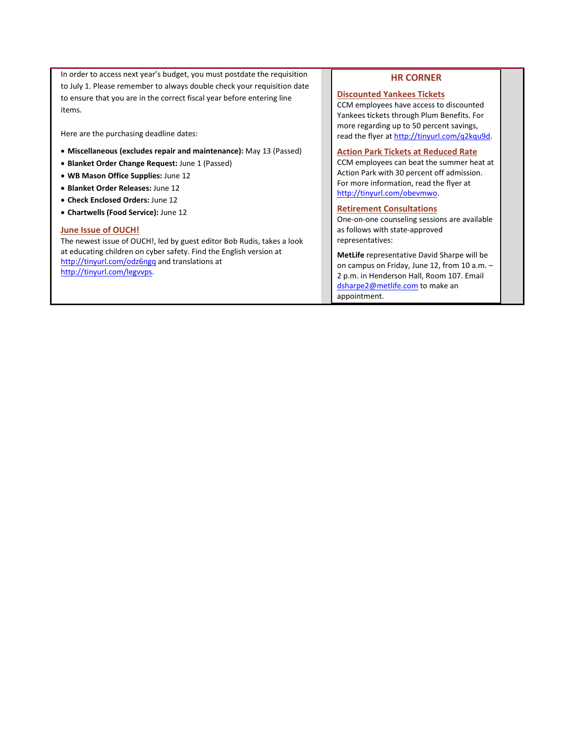In order to access next year's budget, you must postdate the requisition to July 1. Please remember to always double check your requisition date to ensure that you are in the correct fiscal year before entering line items.

Here are the purchasing deadline dates:

- **Miscellaneous (excludes repair and maintenance):** May 13 (Passed)
- **Blanket Order Change Request:** June 1 (Passed)
- **WB Mason Office Supplies:** June 12
- **Blanket Order Releases:** June 12
- **Check Enclosed Orders:** June 12
- **Chartwells (Food Service):** June 12

### June Issue of OUCH!

The newest issue of OUCH!, led by guest editor Bob Rudis, takes a look at educating children on cyber safety. Find the English version at http://tinyurl.com/odz6ngq and translations at http://tinyurl.com/legvvps.

## HR CORNER

### Discounted Yankees Tickets

CCM employees have access to discounted Yankees tickets through Plum Benefits. For more regarding up to 50 percent savings, read the flyer at http://tinyurl.com/q2kqu9d.

### Action Park Tickets at Reduced Rate

CCM employees can beat the summer heat at Action Park with 30 percent off admission. For more information, read the flyer at http://tinyurl.com/obevmwo.

### Retirement Consultations

One-on-one counseling sessions are available as follows with state-approved representatives:

**MetLife** representative David Sharpe will be on campus on Friday, June 12, from 10 a.m. – 2 p.m. in Henderson Hall, Room 107. Email dsharpe2@metlife.com to make an appointment.